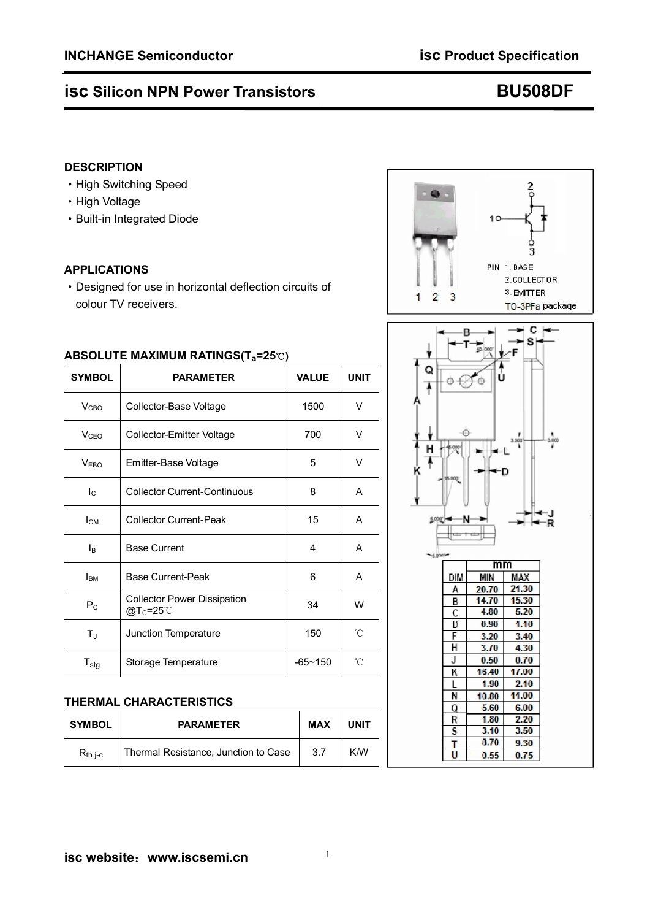# isc Silicon NPN Power Transistors — BU508DF

## DESCRIPTION

- High Switching Speed
- High Voltage
- Built-in Integrated Diode

## APPLICATIONS

- Designed for use in horizontal deflection circuits of colour TV receivers.

PIN 1. BASE
2. COLLECTOR
3. EMITTER
TO-3PFa package

## ABSOLUTE MAXIMUM RATINGS($T_a$=25℃)

| SYMBOL | PARAMETER | VALUE | UNIT |
|---|---|---|---|
| $V_{CBO}$ | Collector-Base Voltage | 1500 | V |
| $V_{CEO}$ | Collector-Emitter Voltage | 700 | V |
| $V_{EBO}$ | Emitter-Base Voltage | 5 | V |
| $I_C$ | Collector Current-Continuous | 8 | A |
| $I_{CM}$ | Collector Current-Peak | 15 | A |
| $I_B$ | Base Current | 4 | A |
| $I_{BM}$ | Base Current-Peak | 6 | A |
| $P_C$ | Collector Power Dissipation @$T_C$=25℃ | 34 | W |
| $T_J$ | Junction Temperature | 150 | ℃ |
| $T_{stg}$ | Storage Temperature | -65~150 | ℃ |

## THERMAL CHARACTERISTICS

| SYMBOL | PARAMETER | MAX | UNIT |
|---|---|---|---|
| $R_{th\ j\text{-}c}$ | Thermal Resistance, Junction to Case | 3.7 | K/W |

| DIM | mm MIN | mm MAX |
|---|---|---|
| A | 20.70 | 21.30 |
| B | 14.70 | 15.30 |
| C | 4.80 | 5.20 |
| D | 0.90 | 1.10 |
| F | 3.20 | 3.40 |
| H | 3.70 | 4.30 |
| J | 0.50 | 0.70 |
| K | 16.40 | 17.00 |
| L | 1.90 | 2.10 |
| N | 10.80 | 11.00 |
| Q | 5.60 | 6.00 |
| R | 1.80 | 2.20 |
| S | 3.10 | 3.50 |
| T | 8.70 | 9.30 |
| U | 0.55 | 0.75 |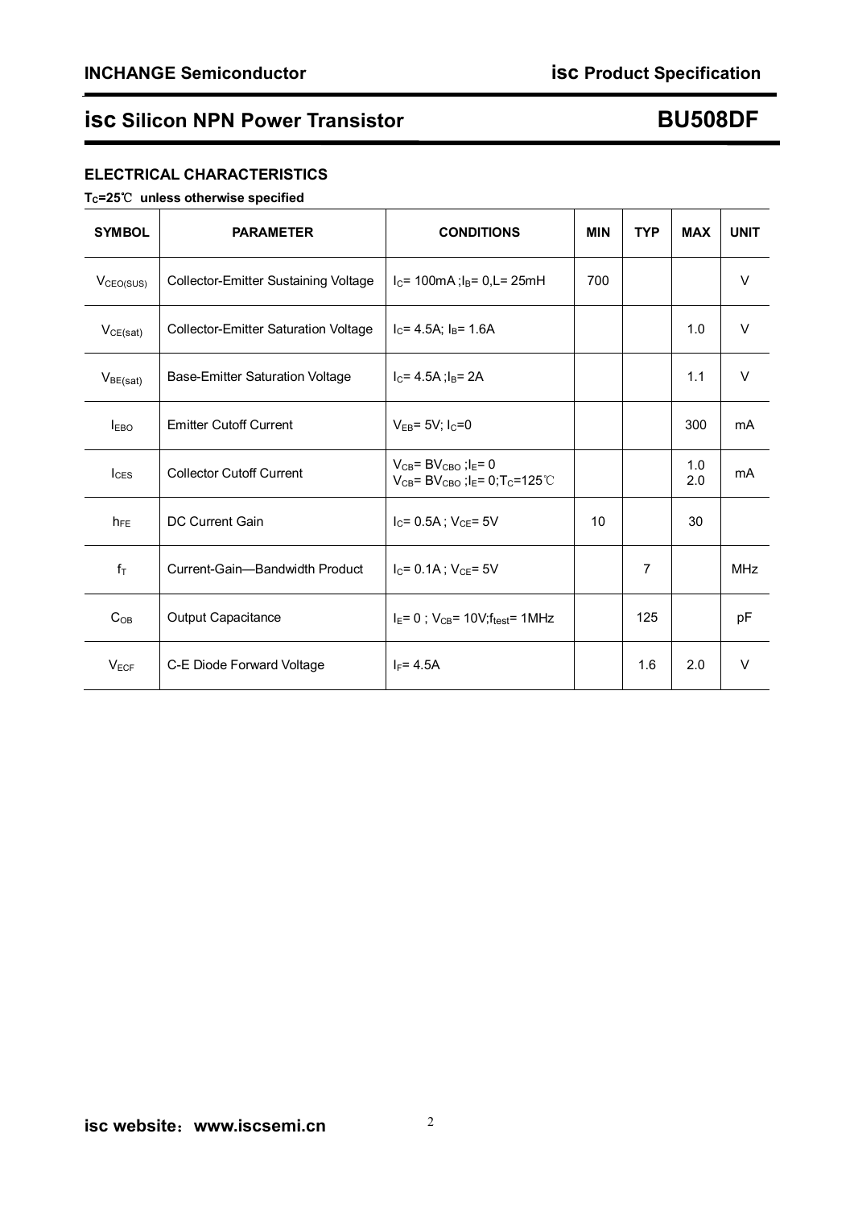## ELECTRICAL CHARACTERISTICS

**$T_C$=25℃ unless otherwise specified**

| SYMBOL | PARAMETER | CONDITIONS | MIN | TYP | MAX | UNIT |
|---|---|---|---|---|---|---|
| $V_{CEO(SUS)}$ | Collector-Emitter Sustaining Voltage | $I_C$= 100mA ;$I_B$= 0,L= 25mH | 700 | | | V |
| $V_{CE(sat)}$ | Collector-Emitter Saturation Voltage | $I_C$= 4.5A; $I_B$= 1.6A | | | 1.0 | V |
| $V_{BE(sat)}$ | Base-Emitter Saturation Voltage | $I_C$= 4.5A ;$I_B$= 2A | | | 1.1 | V |
| $I_{EBO}$ | Emitter Cutoff Current | $V_{EB}$= 5V; $I_C$=0 | | | 300 | mA |
| $I_{CES}$ | Collector Cutoff Current | $V_{CB}$= $BV_{CBO}$ ;$I_E$= 0<br>$V_{CB}$= $BV_{CBO}$ ;$I_E$= 0;$T_C$=125℃ | | | 1.0<br>2.0 | mA |
| $h_{FE}$ | DC Current Gain | $I_C$= 0.5A ; $V_{CE}$= 5V | 10 | | 30 | |
| $f_T$ | Current-Gain—Bandwidth Product | $I_C$= 0.1A ; $V_{CE}$= 5V | | 7 | | MHz |
| $C_{OB}$ | Output Capacitance | $I_E$= 0 ; $V_{CB}$= 10V;$f_{test}$= 1MHz | | 125 | | pF |
| $V_{ECF}$ | C-E Diode Forward Voltage | $I_F$= 4.5A | | 1.6 | 2.0 | V |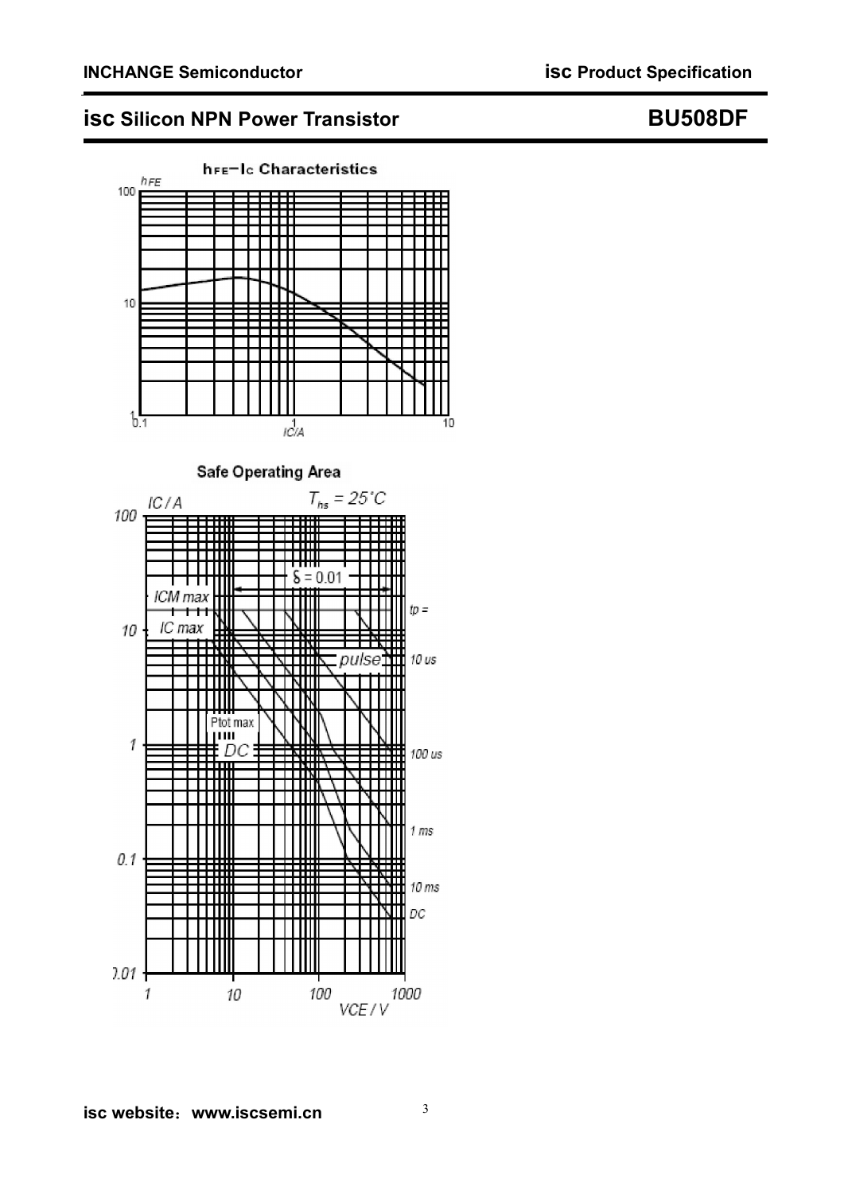## isc Silicon NPN Power Transistor BU508DF

hFE−IC Characteristics

hFE

100

10

1

0.1

1

IC/A

10

Safe Operating Area

IC / A

$T_{hs} = 25^\circ C$

100

10

1

0.1

0.01

δ = 0.01

ICM max

IC max

tp =

pulse

10 us

Ptot max

DC

100 us

1 ms

10 ms

DC

1

10

100

1000

VCE / V